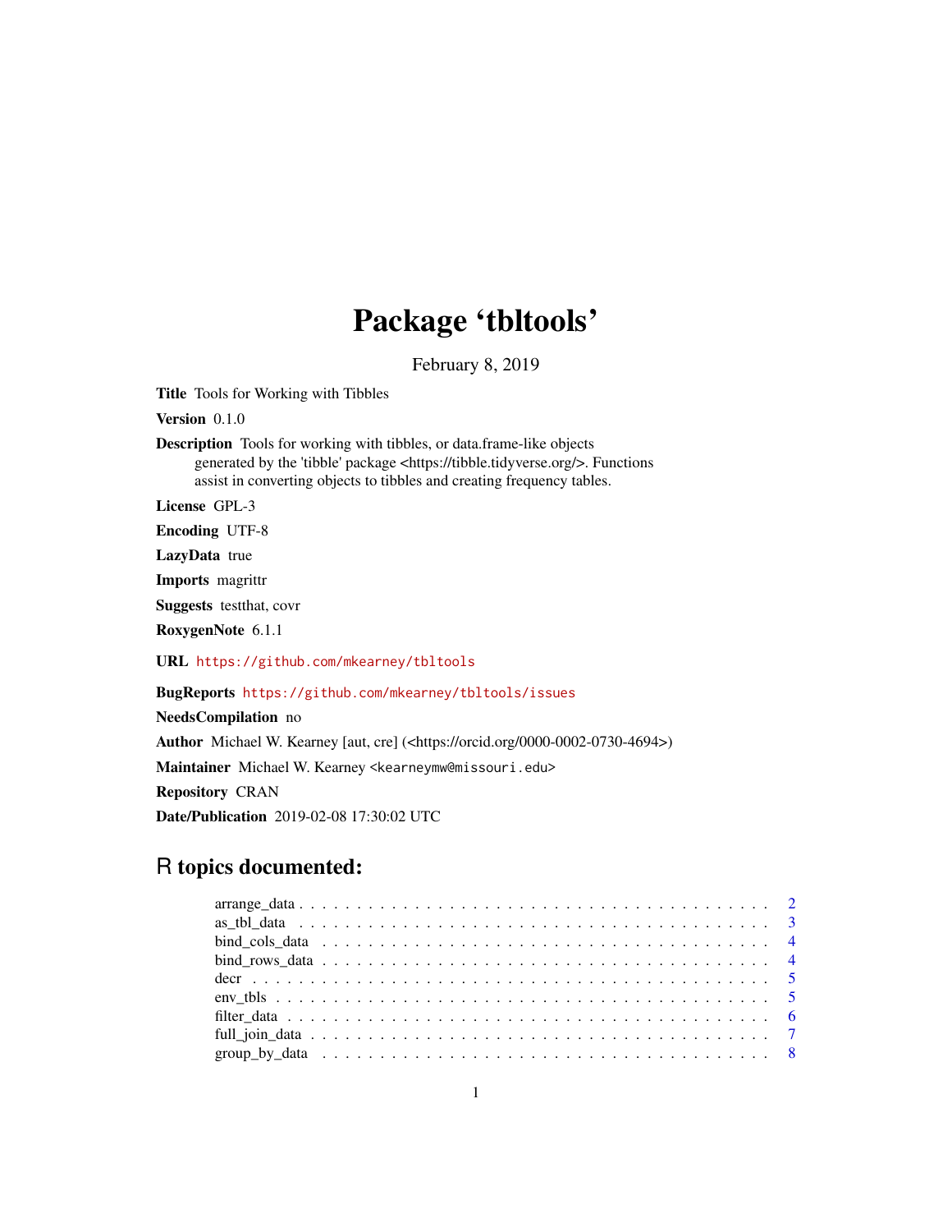# Package 'tbltools'

February 8, 2019

**Title** Tools for Working with Tibbles

**Version** 0.1.0

**Description** Tools for working with tibbles, or data.frame-like objects generated by the 'tibble' package <https://tibble.tidyverse.org/>. Functions assist in converting objects to tibbles and creating frequency tables.

**License** GPL-3

**Encoding** UTF-8

**LazyData** true

**Imports** magrittr

**Suggests** testthat, covr

**RoxygenNote** 6.1.1

**URL** https://github.com/mkearney/tbltools

**BugReports** https://github.com/mkearney/tbltools/issues

**NeedsCompilation** no

**Author** Michael W. Kearney [aut, cre] (<https://orcid.org/0000-0002-0730-4694>)

**Maintainer** Michael W. Kearney <kearneymw@missouri.edu>

**Repository** CRAN

**Date/Publication** 2019-02-08 17:30:02 UTC

## R topics documented:

- arrange_data . . . . . . . . . . . . . . . . . . . . . . . . . . . . . . . . . . . . . . . . 2
- as_tbl_data . . . . . . . . . . . . . . . . . . . . . . . . . . . . . . . . . . . . . . . . 3
- bind_cols_data . . . . . . . . . . . . . . . . . . . . . . . . . . . . . . . . . . . . . . . 4
- bind_rows_data . . . . . . . . . . . . . . . . . . . . . . . . . . . . . . . . . . . . . . . 4
- decr . . . . . . . . . . . . . . . . . . . . . . . . . . . . . . . . . . . . . . . . . . . . 5
- env_tbls . . . . . . . . . . . . . . . . . . . . . . . . . . . . . . . . . . . . . . . . . . 5
- filter_data . . . . . . . . . . . . . . . . . . . . . . . . . . . . . . . . . . . . . . . . 6
- full_join_data . . . . . . . . . . . . . . . . . . . . . . . . . . . . . . . . . . . . . . . 7
- group_by_data . . . . . . . . . . . . . . . . . . . . . . . . . . . . . . . . . . . . . . . 8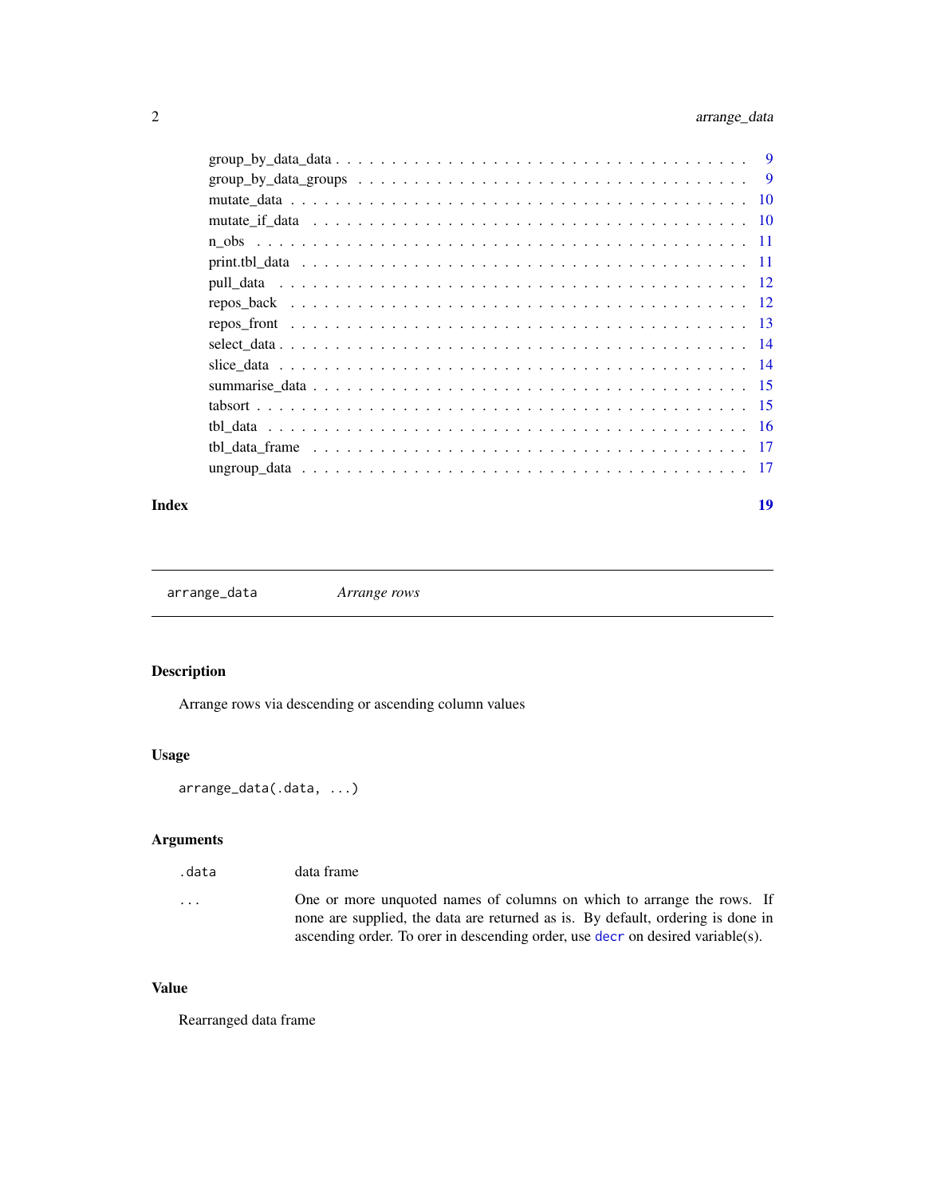group_by_data_data . . . . . . . . . . . . . . . . . . . . . . . . . . . . . . . . . . . 9
group_by_data_groups . . . . . . . . . . . . . . . . . . . . . . . . . . . . . . . . . . 9
mutate_data . . . . . . . . . . . . . . . . . . . . . . . . . . . . . . . . . . . . . . . 10
mutate_if_data . . . . . . . . . . . . . . . . . . . . . . . . . . . . . . . . . . . . . 10
n_obs . . . . . . . . . . . . . . . . . . . . . . . . . . . . . . . . . . . . . . . . . . . 11
print.tbl_data . . . . . . . . . . . . . . . . . . . . . . . . . . . . . . . . . . . . . . 11
pull_data . . . . . . . . . . . . . . . . . . . . . . . . . . . . . . . . . . . . . . . . . 12
repos_back . . . . . . . . . . . . . . . . . . . . . . . . . . . . . . . . . . . . . . . . 12
repos_front . . . . . . . . . . . . . . . . . . . . . . . . . . . . . . . . . . . . . . . . 13
select_data . . . . . . . . . . . . . . . . . . . . . . . . . . . . . . . . . . . . . . . . 14
slice_data . . . . . . . . . . . . . . . . . . . . . . . . . . . . . . . . . . . . . . . . . 14
summarise_data . . . . . . . . . . . . . . . . . . . . . . . . . . . . . . . . . . . . . . 15
tabsort . . . . . . . . . . . . . . . . . . . . . . . . . . . . . . . . . . . . . . . . . . . 15
tbl_data . . . . . . . . . . . . . . . . . . . . . . . . . . . . . . . . . . . . . . . . . . 16
tbl_data_frame . . . . . . . . . . . . . . . . . . . . . . . . . . . . . . . . . . . . . . 17
ungroup_data . . . . . . . . . . . . . . . . . . . . . . . . . . . . . . . . . . . . . . . 17

**Index** **19**

---

`arrange_data` *Arrange rows*

---

### Description

Arrange rows via descending or ascending column values

### Usage

```
arrange_data(.data, ...)
```

### Arguments

| | |
|---|---|
| `.data` | data frame |
| `...` | One or more unquoted names of columns on which to arrange the rows. If none are supplied, the data are returned as is. By default, ordering is done in ascending order. To orer in descending order, use `decr` on desired variable(s). |

### Value

Rearranged data frame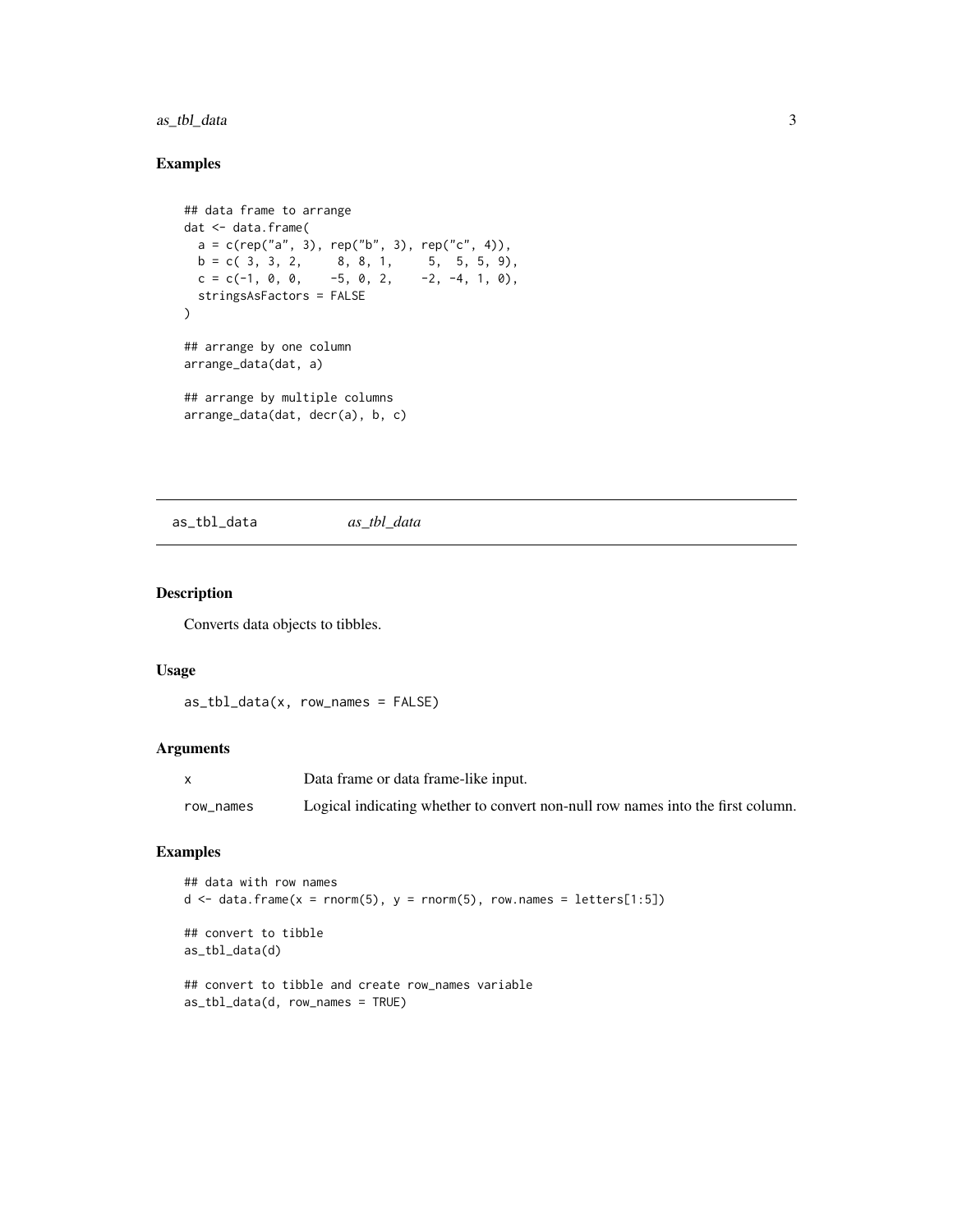### Examples

```
## data frame to arrange
dat <- data.frame(
  a = c(rep("a", 3), rep("b", 3), rep("c", 4)),
  b = c( 3, 3, 2,     8, 8, 1,     5,  5, 5, 9),
  c = c(-1, 0, 0,    -5, 0, 2,    -2, -4, 1, 0),
  stringsAsFactors = FALSE
)

## arrange by one column
arrange_data(dat, a)

## arrange by multiple columns
arrange_data(dat, decr(a), b, c)
```

## as_tbl_data    *as_tbl_data*

### Description

Converts data objects to tibbles.

### Usage

```
as_tbl_data(x, row_names = FALSE)
```

### Arguments

| | |
|---|---|
| x | Data frame or data frame-like input. |
| row_names | Logical indicating whether to convert non-null row names into the first column. |

### Examples

```
## data with row names
d <- data.frame(x = rnorm(5), y = rnorm(5), row.names = letters[1:5])

## convert to tibble
as_tbl_data(d)

## convert to tibble and create row_names variable
as_tbl_data(d, row_names = TRUE)
```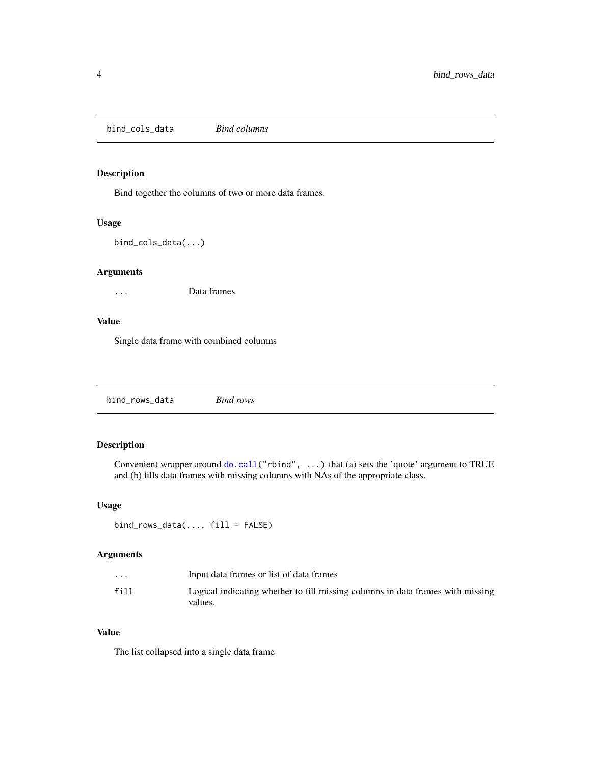## bind_cols_data *Bind columns*

### Description

Bind together the columns of two or more data frames.

### Usage

```
bind_cols_data(...)
```

### Arguments

| | |
|---|---|
| `...` | Data frames |

### Value

Single data frame with combined columns

## bind_rows_data *Bind rows*

### Description

Convenient wrapper around `do.call("rbind", ...)` that (a) sets the 'quote' argument to TRUE and (b) fills data frames with missing columns with NAs of the appropriate class.

### Usage

```
bind_rows_data(..., fill = FALSE)
```

### Arguments

| | |
|---|---|
| `...` | Input data frames or list of data frames |
| `fill` | Logical indicating whether to fill missing columns in data frames with missing values. |

### Value

The list collapsed into a single data frame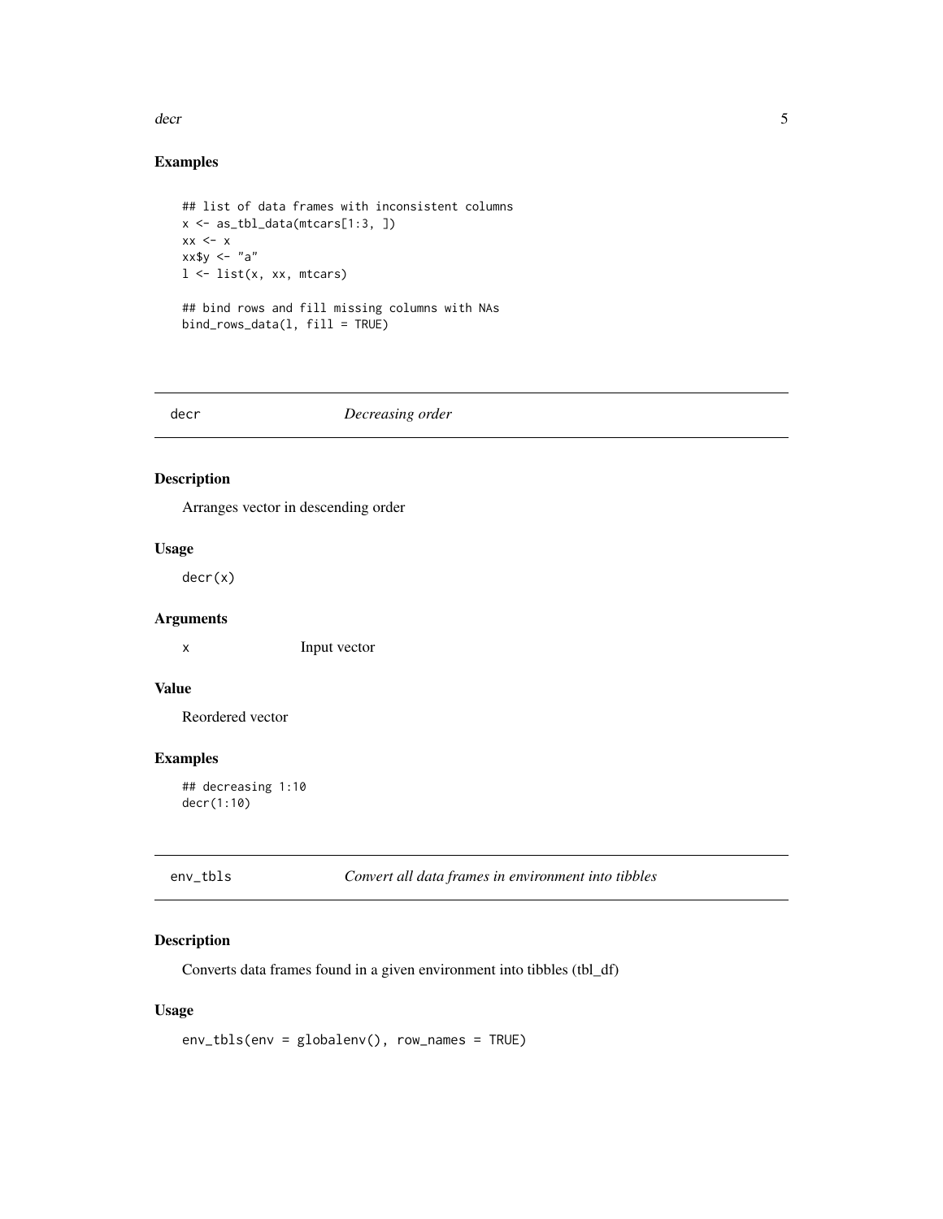### Examples

```
## list of data frames with inconsistent columns
x <- as_tbl_data(mtcars[1:3, ])
xx <- x
xx$y <- "a"
l <- list(x, xx, mtcars)

## bind rows and fill missing columns with NAs
bind_rows_data(l, fill = TRUE)
```

---

## decr *Decreasing order*

---

### Description

Arranges vector in descending order

### Usage

```
decr(x)
```

### Arguments

| | |
|---|---|
| x | Input vector |

### Value

Reordered vector

### Examples

```
## decreasing 1:10
decr(1:10)
```

---

## env_tbls *Convert all data frames in environment into tibbles*

---

### Description

Converts data frames found in a given environment into tibbles (tbl_df)

### Usage

```
env_tbls(env = globalenv(), row_names = TRUE)
```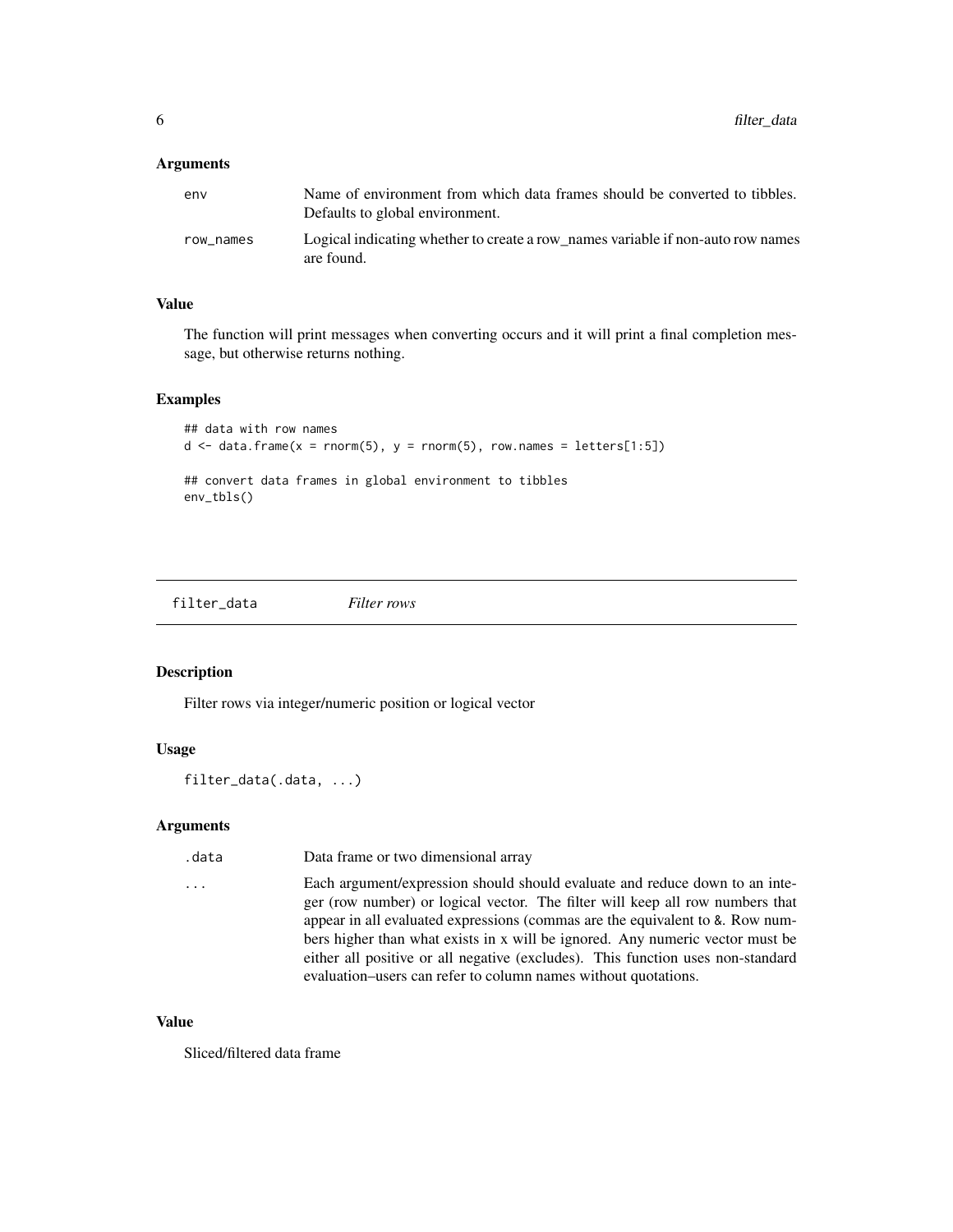### Arguments

| | |
|---|---|
| `env` | Name of environment from which data frames should be converted to tibbles. Defaults to global environment. |
| `row_names` | Logical indicating whether to create a row_names variable if non-auto row names are found. |

### Value

The function will print messages when converting occurs and it will print a final completion message, but otherwise returns nothing.

### Examples

```
## data with row names
d <- data.frame(x = rnorm(5), y = rnorm(5), row.names = letters[1:5])

## convert data frames in global environment to tibbles
env_tbls()
```

---

## `filter_data` *Filter rows*

### Description

Filter rows via integer/numeric position or logical vector

### Usage

```
filter_data(.data, ...)
```

### Arguments

| | |
|---|---|
| `.data` | Data frame or two dimensional array |
| `...` | Each argument/expression should should evaluate and reduce down to an integer (row number) or logical vector. The filter will keep all row numbers that appear in all evaluated expressions (commas are the equivalent to `&`. Row numbers higher than what exists in x will be ignored. Any numeric vector must be either all positive or all negative (excludes). This function uses non-standard evaluation–users can refer to column names without quotations. |

### Value

Sliced/filtered data frame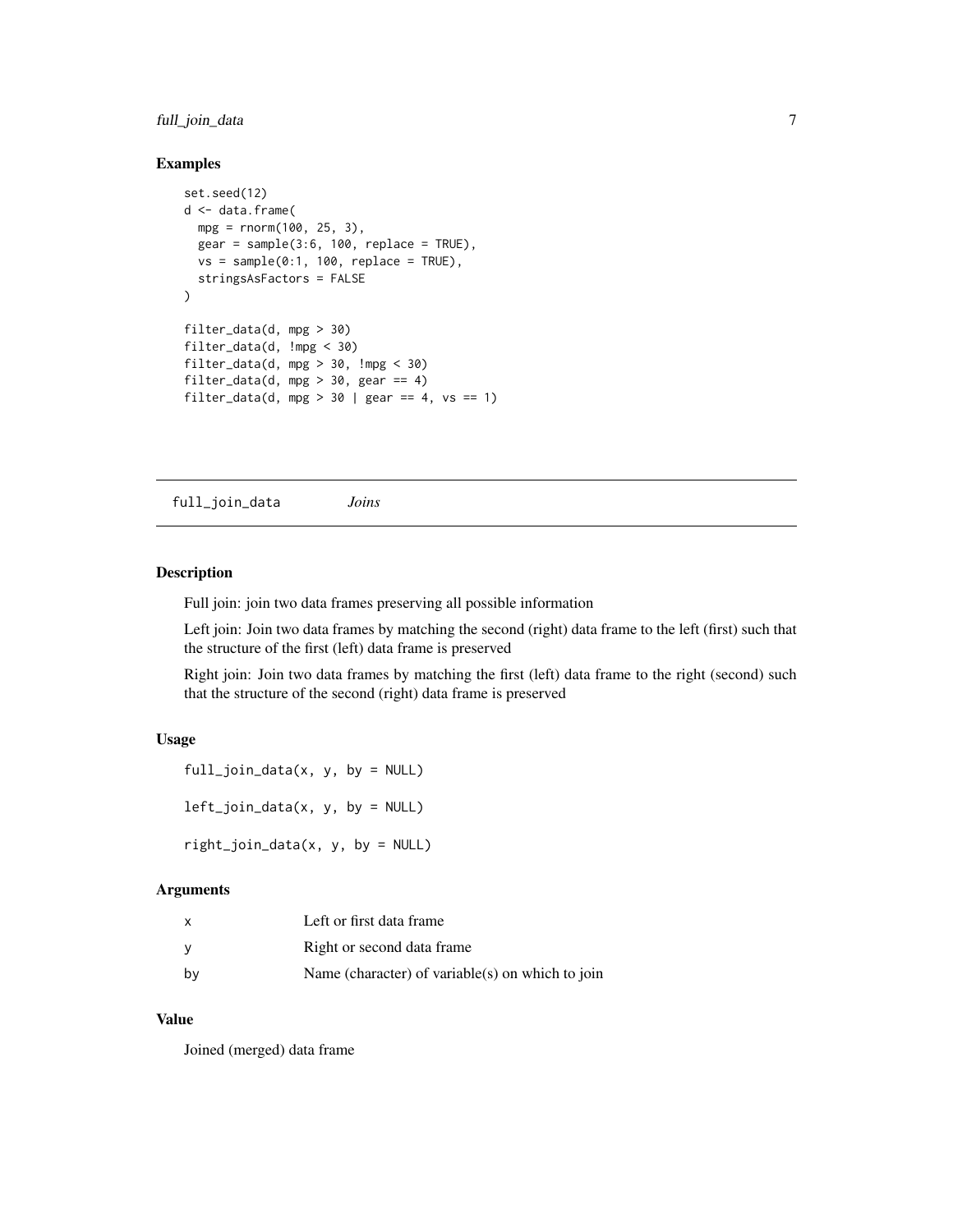## Examples

```
set.seed(12)
d <- data.frame(
  mpg = rnorm(100, 25, 3),
  gear = sample(3:6, 100, replace = TRUE),
  vs = sample(0:1, 100, replace = TRUE),
  stringsAsFactors = FALSE
)

filter_data(d, mpg > 30)
filter_data(d, !mpg < 30)
filter_data(d, mpg > 30, !mpg < 30)
filter_data(d, mpg > 30, gear == 4)
filter_data(d, mpg > 30 | gear == 4, vs == 1)
```

---

# full_join_data *Joins*

---

## Description

Full join: join two data frames preserving all possible information

Left join: Join two data frames by matching the second (right) data frame to the left (first) such that the structure of the first (left) data frame is preserved

Right join: Join two data frames by matching the first (left) data frame to the right (second) such that the structure of the second (right) data frame is preserved

## Usage

```
full_join_data(x, y, by = NULL)

left_join_data(x, y, by = NULL)

right_join_data(x, y, by = NULL)
```

## Arguments

| | |
|---|---|
| x | Left or first data frame |
| y | Right or second data frame |
| by | Name (character) of variable(s) on which to join |

## Value

Joined (merged) data frame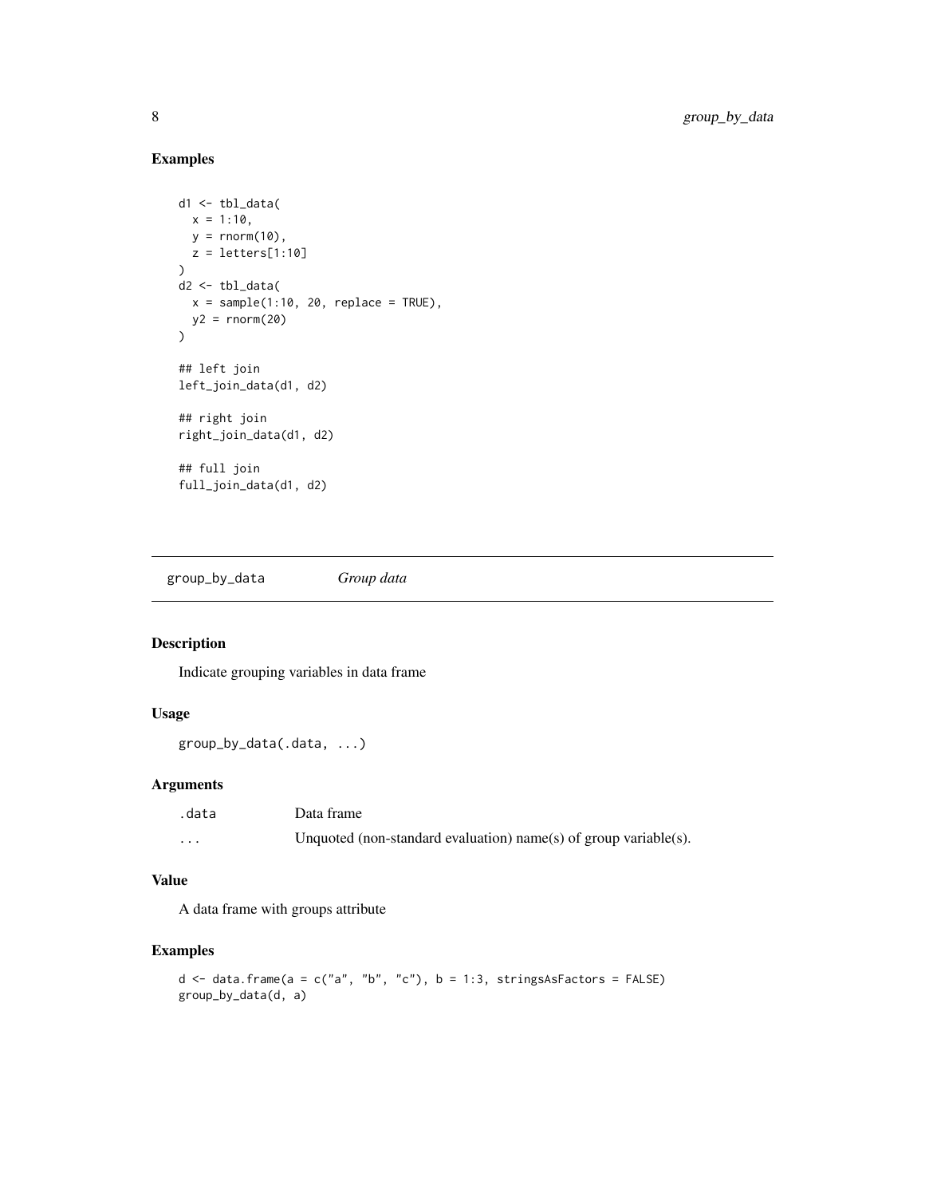### Examples

```
d1 <- tbl_data(
  x = 1:10,
  y = rnorm(10),
  z = letters[1:10]
)
d2 <- tbl_data(
  x = sample(1:10, 20, replace = TRUE),
  y2 = rnorm(20)
)

## left join
left_join_data(d1, d2)

## right join
right_join_data(d1, d2)

## full join
full_join_data(d1, d2)
```

---

## group_by_data    *Group data*

### Description

Indicate grouping variables in data frame

### Usage

```
group_by_data(.data, ...)
```

### Arguments

| | |
|---|---|
| .data | Data frame |
| ... | Unquoted (non-standard evaluation) name(s) of group variable(s). |

### Value

A data frame with groups attribute

### Examples

```
d <- data.frame(a = c("a", "b", "c"), b = 1:3, stringsAsFactors = FALSE)
group_by_data(d, a)
```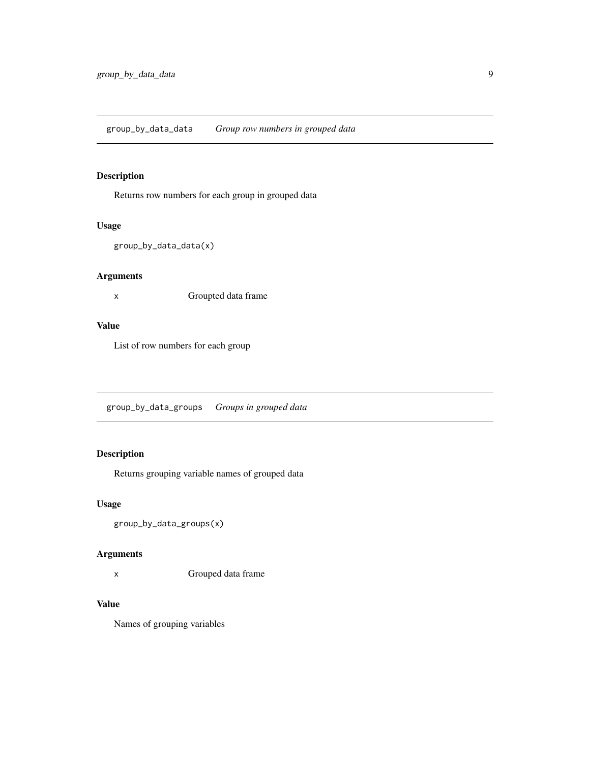## group_by_data_data — *Group row numbers in grouped data*

### Description

Returns row numbers for each group in grouped data

### Usage

```
group_by_data_data(x)
```

### Arguments

| | |
|---|---|
| x | Groupted data frame |

### Value

List of row numbers for each group

## group_by_data_groups — *Groups in grouped data*

### Description

Returns grouping variable names of grouped data

### Usage

```
group_by_data_groups(x)
```

### Arguments

| | |
|---|---|
| x | Grouped data frame |

### Value

Names of grouping variables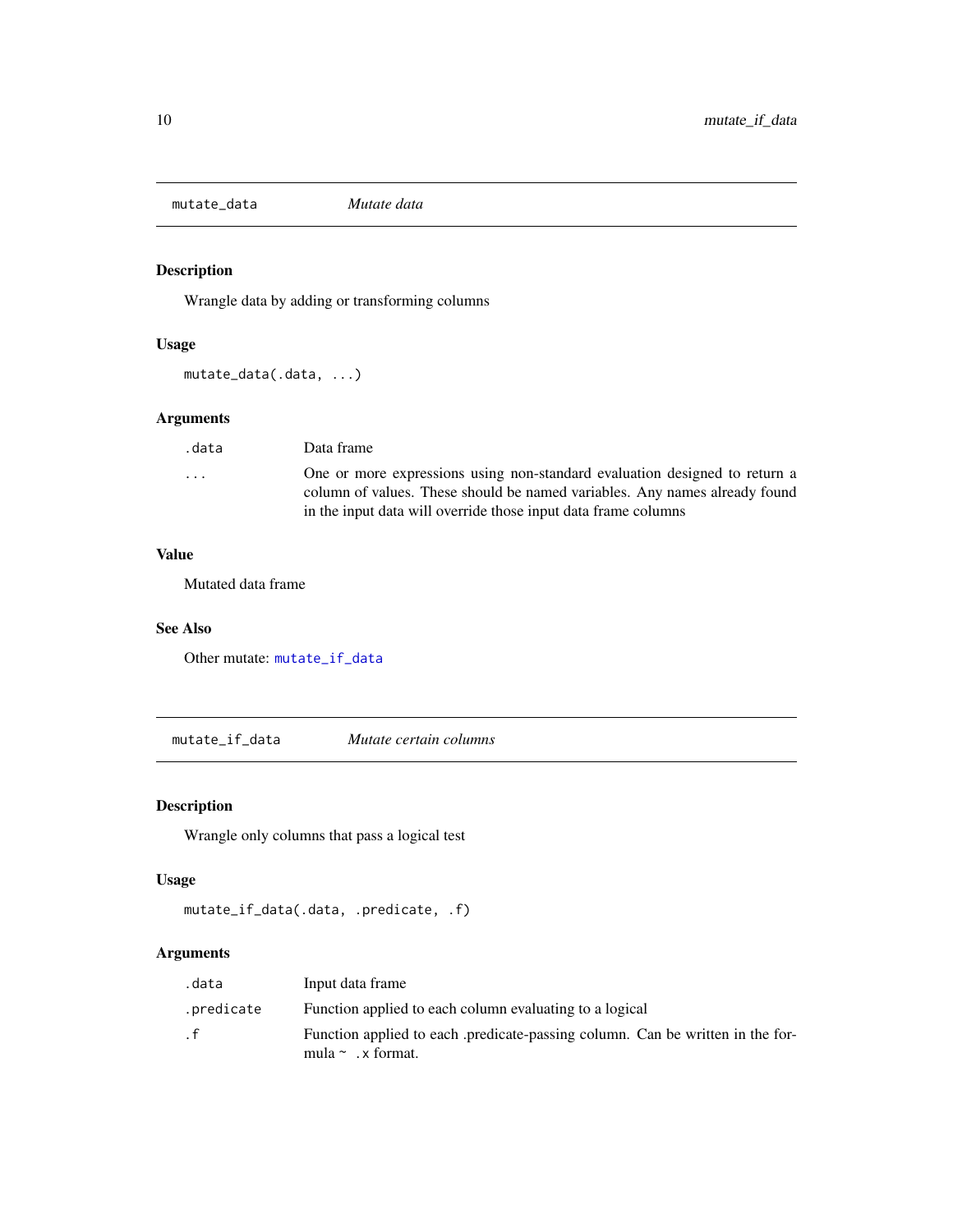## mutate_data — *Mutate data*

### Description

Wrangle data by adding or transforming columns

### Usage

```
mutate_data(.data, ...)
```

### Arguments

| | |
|---|---|
| `.data` | Data frame |
| `...` | One or more expressions using non-standard evaluation designed to return a column of values. These should be named variables. Any names already found in the input data will override those input data frame columns |

### Value

Mutated data frame

### See Also

Other mutate: `mutate_if_data`

## mutate_if_data — *Mutate certain columns*

### Description

Wrangle only columns that pass a logical test

### Usage

```
mutate_if_data(.data, .predicate, .f)
```

### Arguments

| | |
|---|---|
| `.data` | Input data frame |
| `.predicate` | Function applied to each column evaluating to a logical |
| `.f` | Function applied to each .predicate-passing column. Can be written in the formula `~ .x` format. |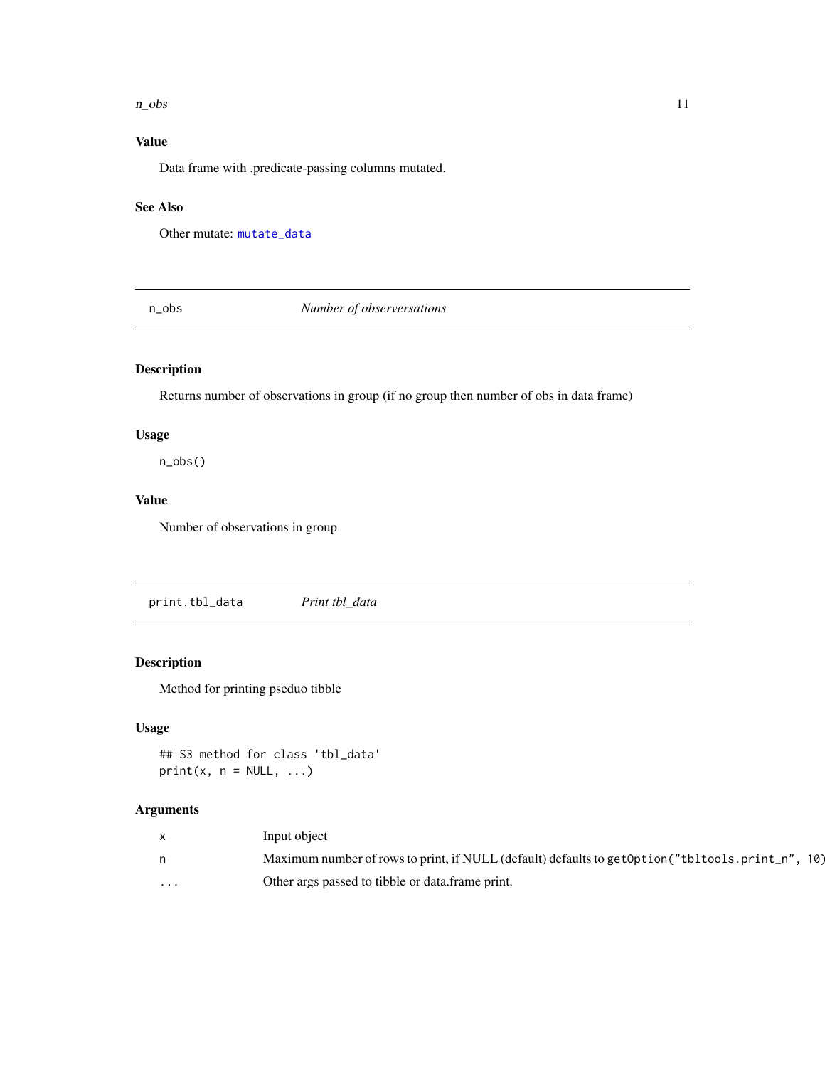## Value

Data frame with .predicate-passing columns mutated.

## See Also

Other mutate: mutate_data

---

# n_obs — *Number of observersations*

## Description

Returns number of observations in group (if no group then number of obs in data frame)

## Usage

```
n_obs()
```

## Value

Number of observations in group

---

# print.tbl_data — *Print tbl_data*

## Description

Method for printing pseduo tibble

## Usage

```
## S3 method for class 'tbl_data'
print(x, n = NULL, ...)
```

## Arguments

| | |
|---|---|
| x | Input object |
| n | Maximum number of rows to print, if NULL (default) defaults to `getOption("tbltools.print_n", 10)` |
| ... | Other args passed to tibble or data.frame print. |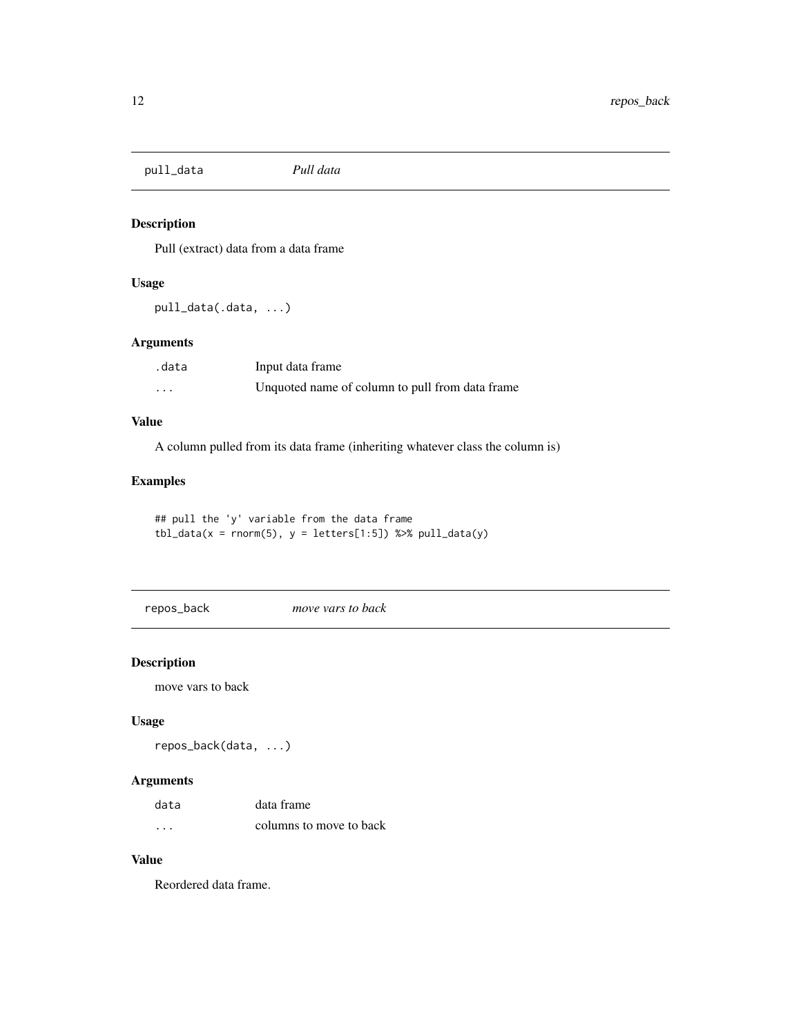## pull_data — *Pull data*

### Description

Pull (extract) data from a data frame

### Usage

```
pull_data(.data, ...)
```

### Arguments

| | |
|---|---|
| .data | Input data frame |
| ... | Unquoted name of column to pull from data frame |

### Value

A column pulled from its data frame (inheriting whatever class the column is)

### Examples

```
## pull the 'y' variable from the data frame
tbl_data(x = rnorm(5), y = letters[1:5]) %>% pull_data(y)
```

## repos_back — *move vars to back*

### Description

move vars to back

### Usage

```
repos_back(data, ...)
```

### Arguments

| | |
|---|---|
| data | data frame |
| ... | columns to move to back |

### Value

Reordered data frame.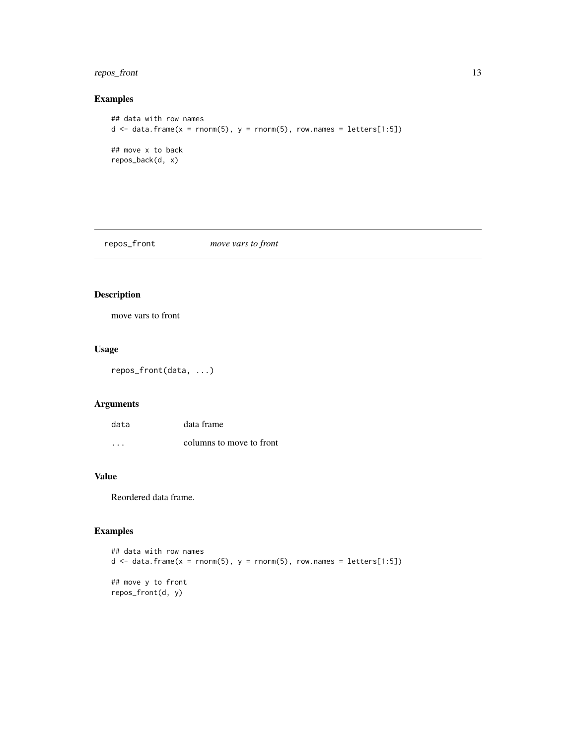## Examples

```
## data with row names
d <- data.frame(x = rnorm(5), y = rnorm(5), row.names = letters[1:5])

## move x to back
repos_back(d, x)
```

---

# repos_front *move vars to front*

---

## Description

move vars to front

## Usage

```
repos_front(data, ...)
```

## Arguments

| | |
|---|---|
| data | data frame |
| ... | columns to move to front |

## Value

Reordered data frame.

## Examples

```
## data with row names
d <- data.frame(x = rnorm(5), y = rnorm(5), row.names = letters[1:5])

## move y to front
repos_front(d, y)
```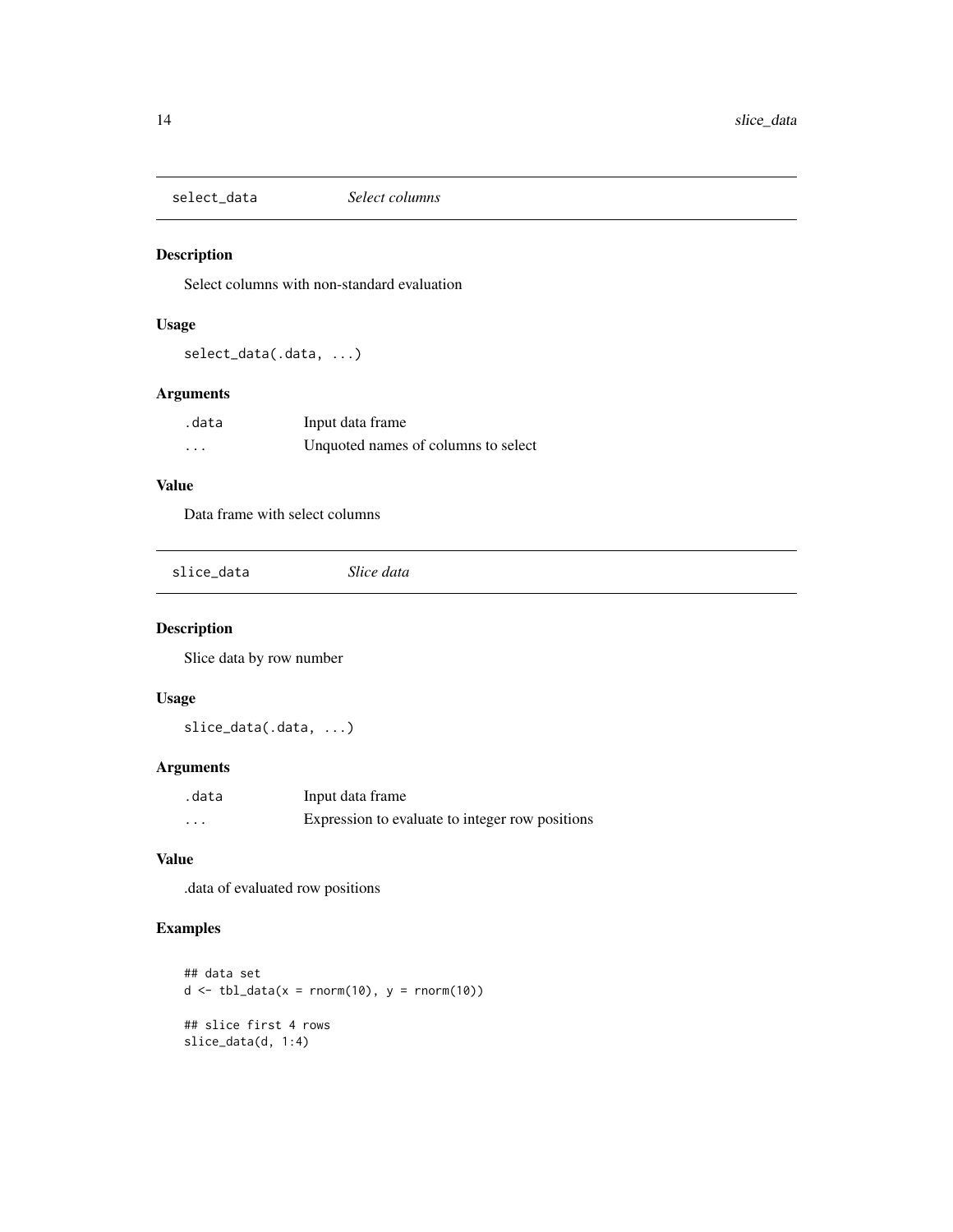## select_data — *Select columns*

### Description

Select columns with non-standard evaluation

### Usage

```
select_data(.data, ...)
```

### Arguments

| | |
|---|---|
| .data | Input data frame |
| ... | Unquoted names of columns to select |

### Value

Data frame with select columns

## slice_data — *Slice data*

### Description

Slice data by row number

### Usage

```
slice_data(.data, ...)
```

### Arguments

| | |
|---|---|
| .data | Input data frame |
| ... | Expression to evaluate to integer row positions |

### Value

.data of evaluated row positions

### Examples

```
## data set
d <- tbl_data(x = rnorm(10), y = rnorm(10))

## slice first 4 rows
slice_data(d, 1:4)
```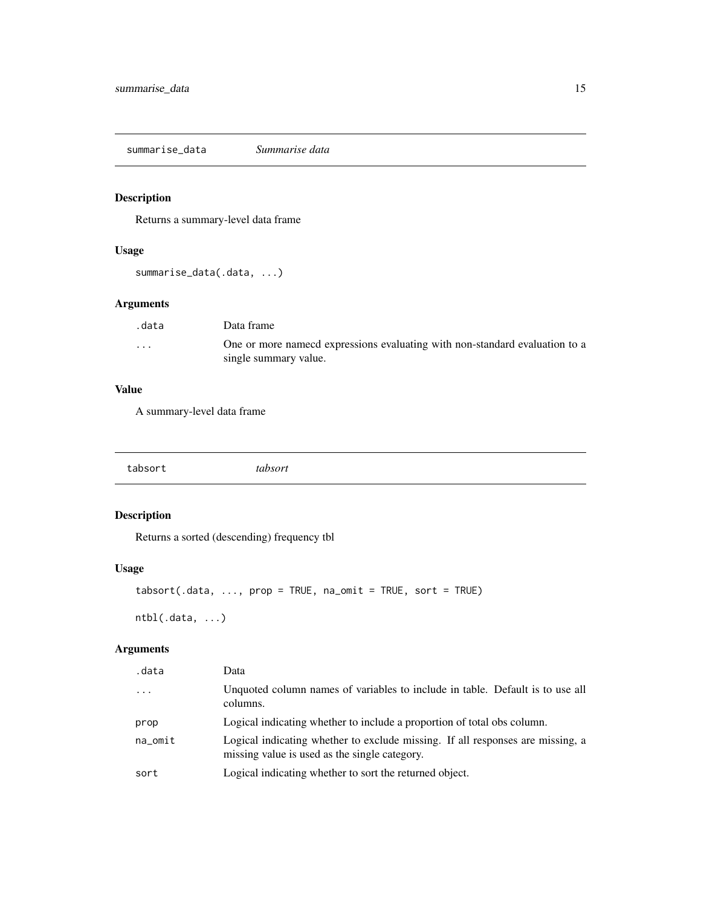## summarise_data *Summarise data*

### Description

Returns a summary-level data frame

### Usage

```
summarise_data(.data, ...)
```

### Arguments

| | |
|---|---|
| .data | Data frame |
| ... | One or more namecd expressions evaluating with non-standard evaluation to a single summary value. |

### Value

A summary-level data frame

## tabsort *tabsort*

### Description

Returns a sorted (descending) frequency tbl

### Usage

```
tabsort(.data, ..., prop = TRUE, na_omit = TRUE, sort = TRUE)

ntbl(.data, ...)
```

### Arguments

| | |
|---|---|
| .data | Data |
| ... | Unquoted column names of variables to include in table. Default is to use all columns. |
| prop | Logical indicating whether to include a proportion of total obs column. |
| na_omit | Logical indicating whether to exclude missing. If all responses are missing, a missing value is used as the single category. |
| sort | Logical indicating whether to sort the returned object. |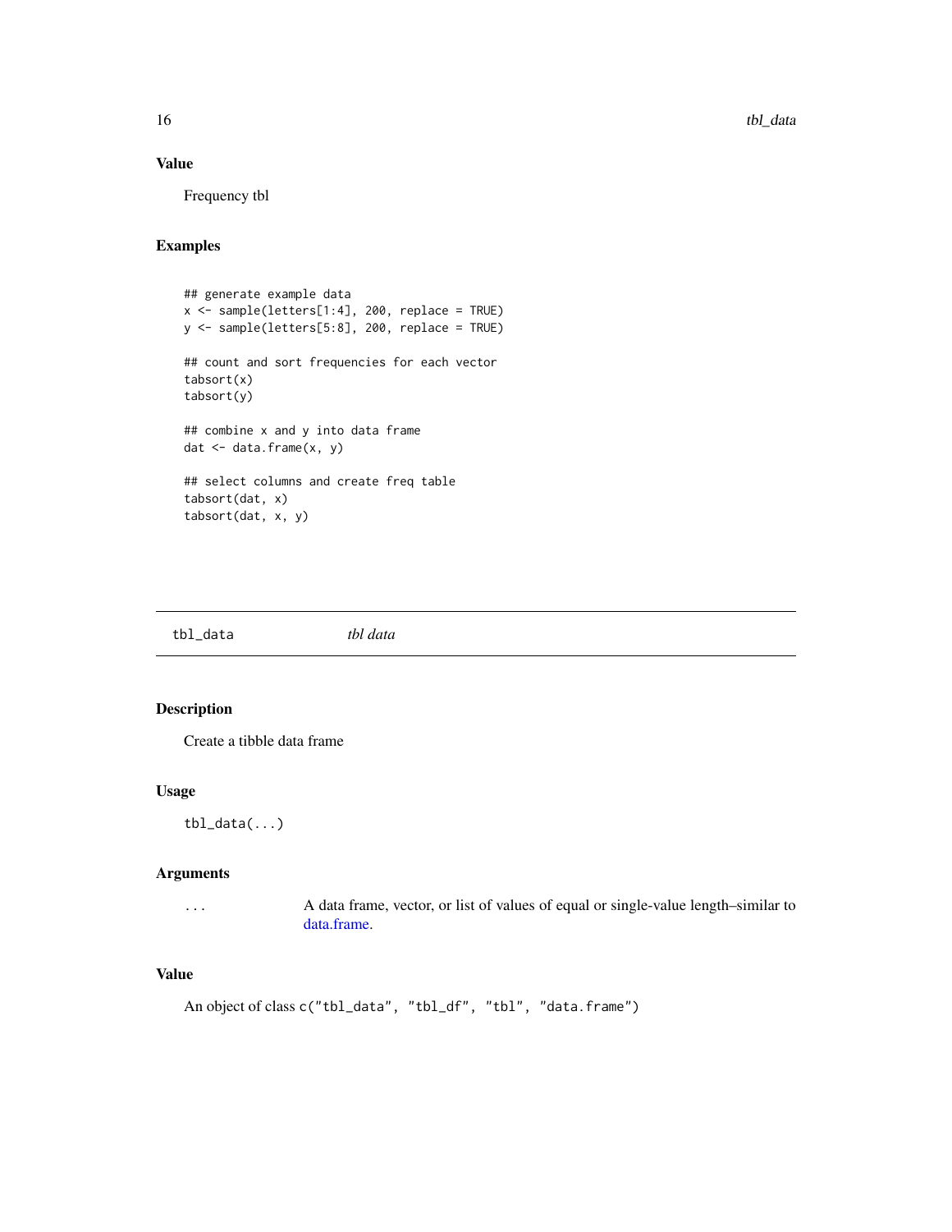### Value

Frequency tbl

### Examples

```
## generate example data
x <- sample(letters[1:4], 200, replace = TRUE)
y <- sample(letters[5:8], 200, replace = TRUE)

## count and sort frequencies for each vector
tabsort(x)
tabsort(y)

## combine x and y into data frame
dat <- data.frame(x, y)

## select columns and create freq table
tabsort(dat, x)
tabsort(dat, x, y)
```

---

## tbl_data    *tbl data*

---

### Description

Create a tibble data frame

### Usage

```
tbl_data(...)
```

### Arguments

| | |
|---|---|
| `...` | A data frame, vector, or list of values of equal or single-value length–similar to data.frame. |

### Value

An object of class `c("tbl_data", "tbl_df", "tbl", "data.frame")`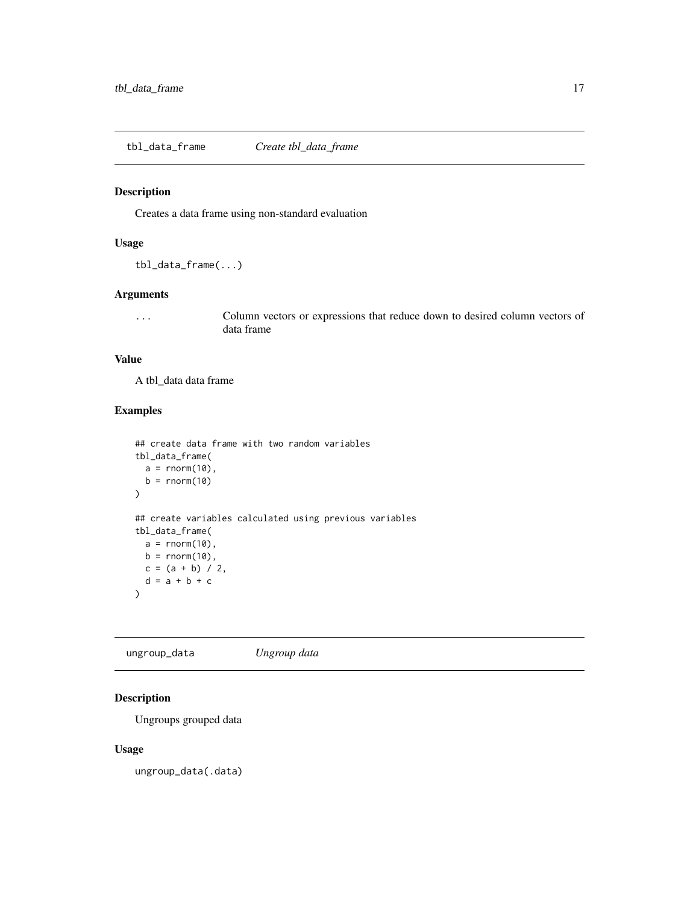## tbl_data_frame *Create tbl_data_frame*

### Description

Creates a data frame using non-standard evaluation

### Usage

```
tbl_data_frame(...)
```

### Arguments

| | |
|---|---|
| ... | Column vectors or expressions that reduce down to desired column vectors of data frame |

### Value

A tbl_data data frame

### Examples

```
## create data frame with two random variables
tbl_data_frame(
  a = rnorm(10),
  b = rnorm(10)
)

## create variables calculated using previous variables
tbl_data_frame(
  a = rnorm(10),
  b = rnorm(10),
  c = (a + b) / 2,
  d = a + b + c
)
```

## ungroup_data *Ungroup data*

### Description

Ungroups grouped data

### Usage

```
ungroup_data(.data)
```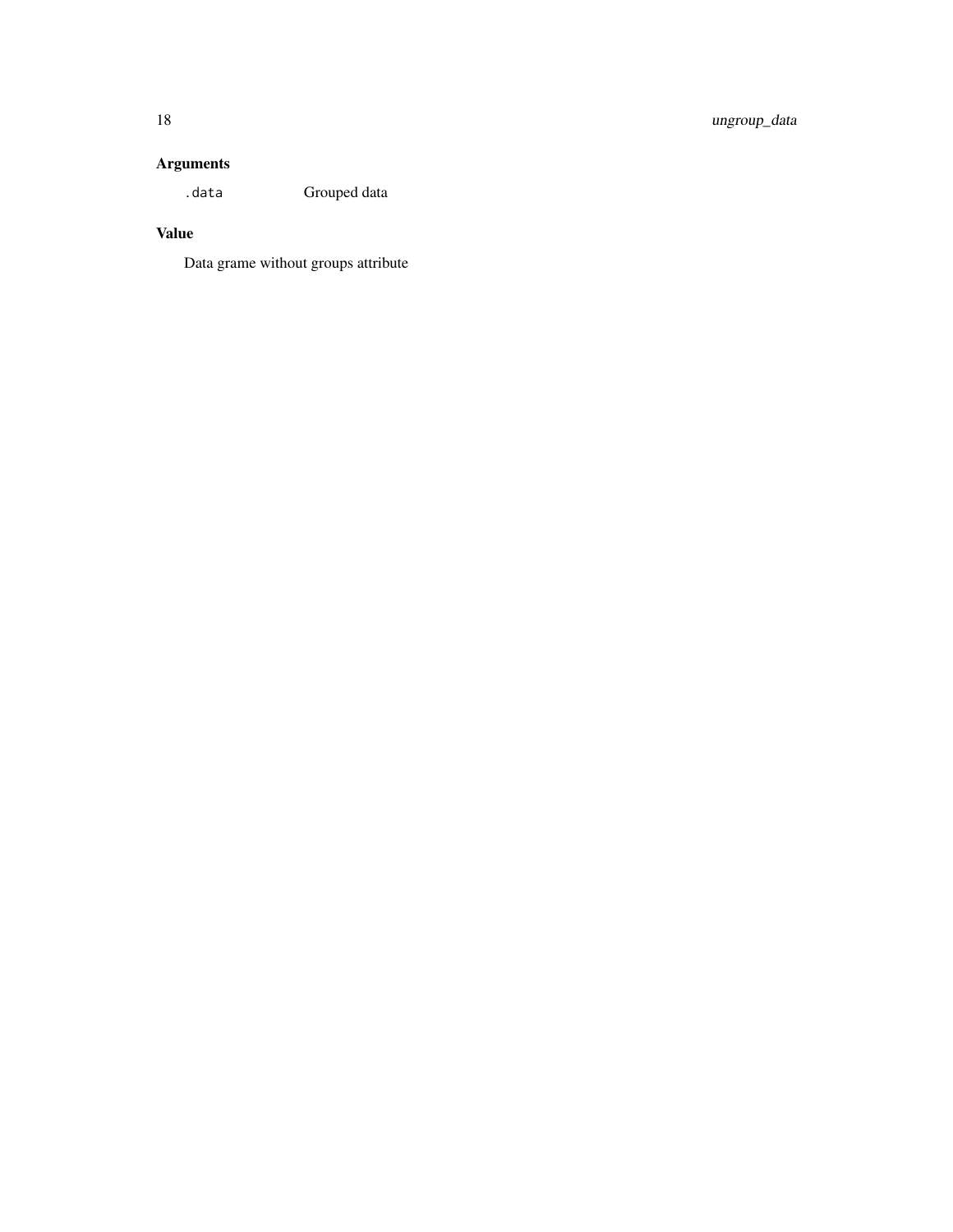## Arguments

.data    Grouped data

## Value

Data grame without groups attribute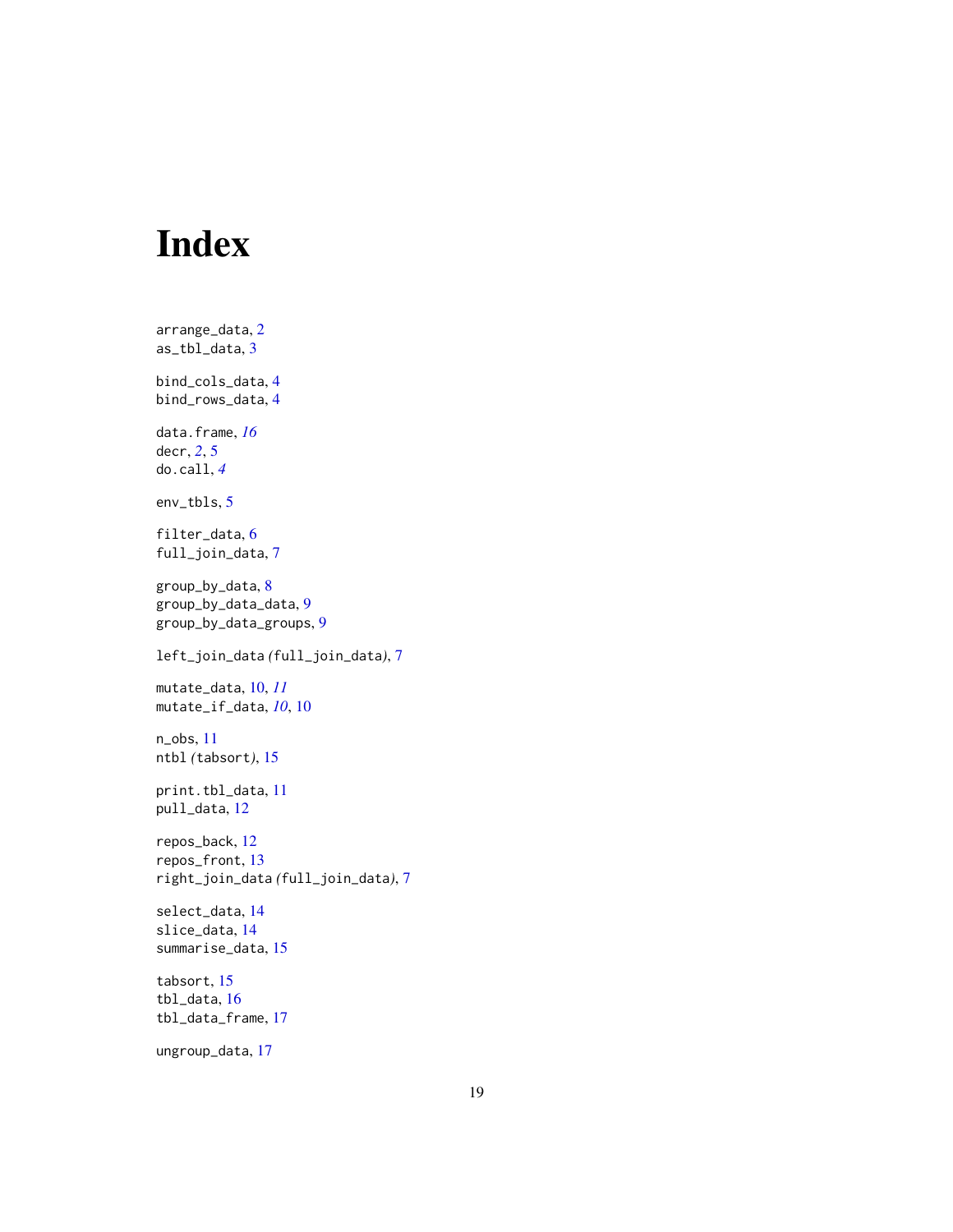# Index

arrange_data, 2
as_tbl_data, 3

bind_cols_data, 4
bind_rows_data, 4

data.frame, *16*
decr, *2*, 5
do.call, *4*

env_tbls, 5

filter_data, 6
full_join_data, 7

group_by_data, 8
group_by_data_data, 9
group_by_data_groups, 9

left_join_data *(*full_join_data*)*, 7

mutate_data, 10, *11*
mutate_if_data, *10*, 10

n_obs, 11
ntbl *(*tabsort*)*, 15

print.tbl_data, 11
pull_data, 12

repos_back, 12
repos_front, 13
right_join_data *(*full_join_data*)*, 7

select_data, 14
slice_data, 14
summarise_data, 15

tabsort, 15
tbl_data, 16
tbl_data_frame, 17

ungroup_data, 17